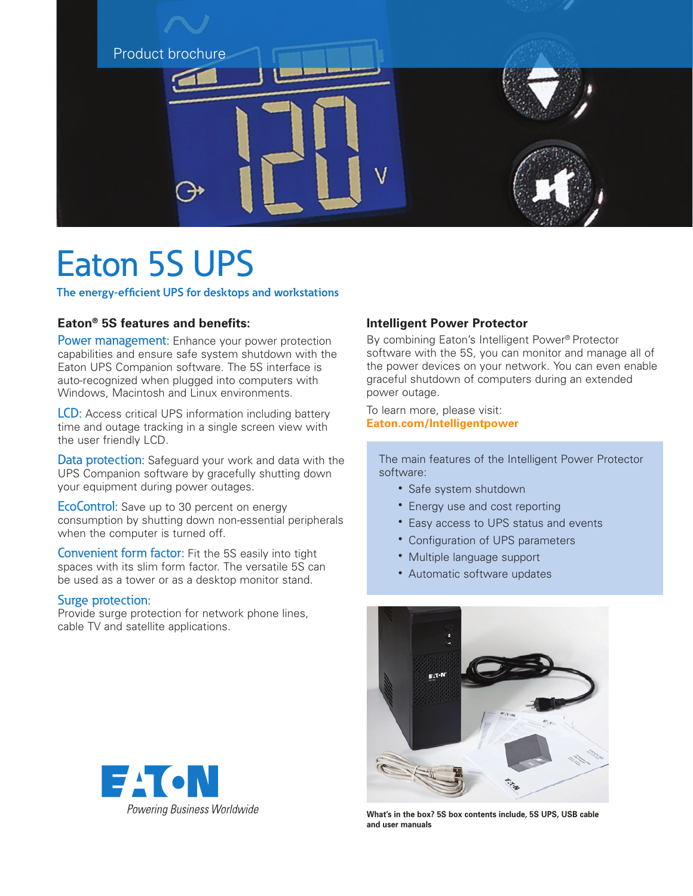Product brochure

# Eaton 5S UPS

**The energy-efficient UPS for desktops and workstations**

### Eaton® 5S features and benefits:

**Power management:** Enhance your power protection capabilities and ensure safe system shutdown with the Eaton UPS Companion software. The 5S interface is auto-recognized when plugged into computers with Windows, Macintosh and Linux environments.

**LCD:** Access critical UPS information including battery time and outage tracking in a single screen view with the user friendly LCD.

**Data protection:** Safeguard your work and data with the UPS Companion software by gracefully shutting down your equipment during power outages.

**EcoControl:** Save up to 30 percent on energy consumption by shutting down non-essential peripherals when the computer is turned off.

**Convenient form factor:** Fit the 5S easily into tight spaces with its slim form factor. The versatile 5S can be used as a tower or as a desktop monitor stand.

**Surge protection:**
Provide surge protection for network phone lines, cable TV and satellite applications.

Powering Business Worldwide

### Intelligent Power Protector

By combining Eaton's Intelligent Power® Protector software with the 5S, you can monitor and manage all of the power devices on your network. You can even enable graceful shutdown of computers during an extended power outage.

To learn more, please visit:
**Eaton.com/Intelligentpower**

The main features of the Intelligent Power Protector software:

- Safe system shutdown
- Energy use and cost reporting
- Easy access to UPS status and events
- Configuration of UPS parameters
- Multiple language support
- Automatic software updates

**What's in the box? 5S box contents include, 5S UPS, USB cable and user manuals**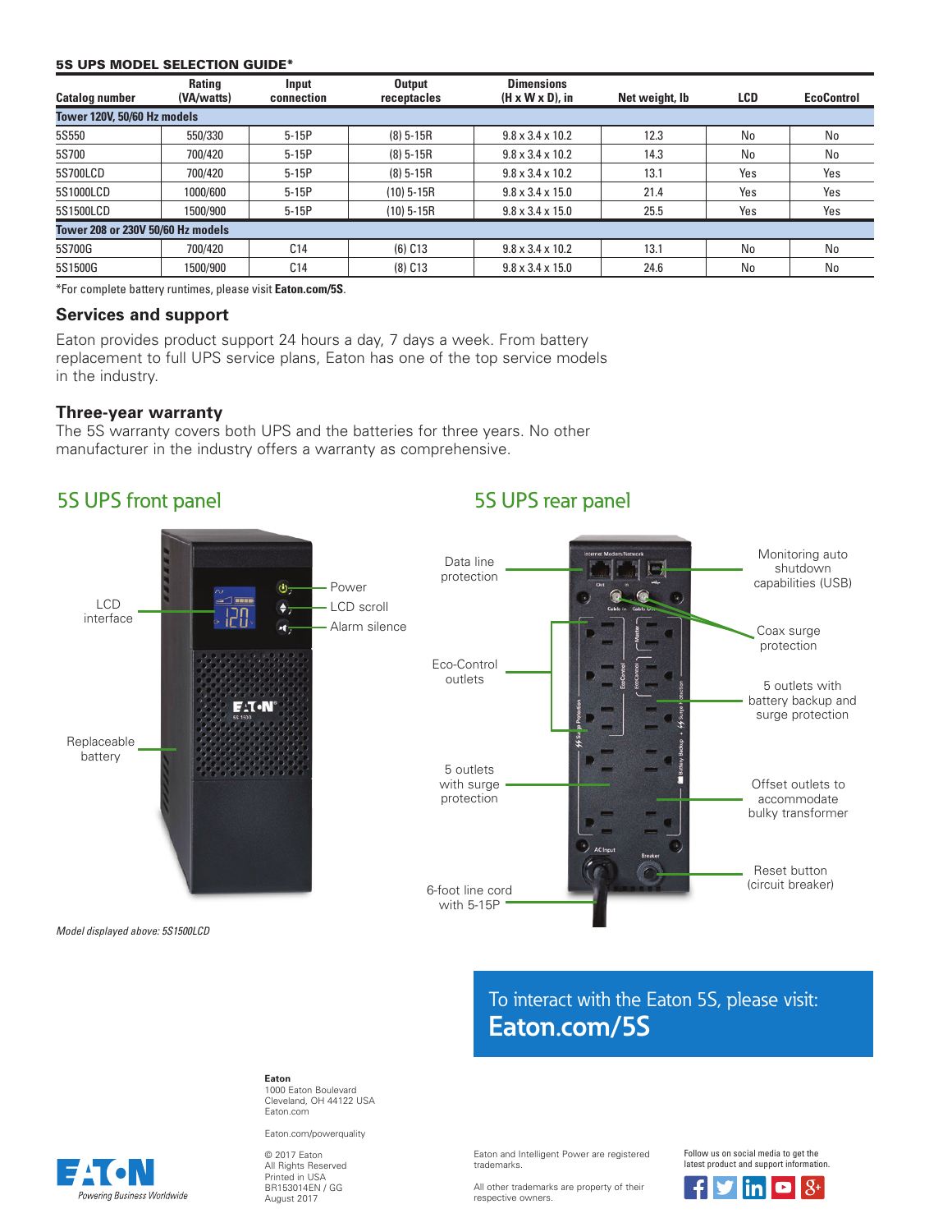## 5S UPS MODEL SELECTION GUIDE*

| Catalog number | Rating (VA/watts) | Input connection | Output receptacles | Dimensions (H x W x D), in | Net weight, lb | LCD | EcoControl |
|---|---|---|---|---|---|---|---|
| **Tower 120V, 50/60 Hz models** | | | | | | | |
| 5S550 | 550/330 | 5-15P | (8) 5-15R | 9.8 x 3.4 x 10.2 | 12.3 | No | No |
| 5S700 | 700/420 | 5-15P | (8) 5-15R | 9.8 x 3.4 x 10.2 | 14.3 | No | No |
| 5S700LCD | 700/420 | 5-15P | (8) 5-15R | 9.8 x 3.4 x 10.2 | 13.1 | Yes | Yes |
| 5S1000LCD | 1000/600 | 5-15P | (10) 5-15R | 9.8 x 3.4 x 15.0 | 21.4 | Yes | Yes |
| 5S1500LCD | 1500/900 | 5-15P | (10) 5-15R | 9.8 x 3.4 x 15.0 | 25.5 | Yes | Yes |
| **Tower 208 or 230V 50/60 Hz models** | | | | | | | |
| 5S700G | 700/420 | C14 | (6) C13 | 9.8 x 3.4 x 10.2 | 13.1 | No | No |
| 5S1500G | 1500/900 | C14 | (8) C13 | 9.8 x 3.4 x 15.0 | 24.6 | No | No |

*For complete battery runtimes, please visit **Eaton.com/5S**.

### Services and support

Eaton provides product support 24 hours a day, 7 days a week. From battery replacement to full UPS service plans, Eaton has one of the top service models in the industry.

### Three-year warranty

The 5S warranty covers both UPS and the batteries for three years. No other manufacturer in the industry offers a warranty as comprehensive.

## 5S UPS front panel

LCD interface

Power

LCD scroll

Alarm silence

Replaceable battery

*Model displayed above: 5S1500LCD*

## 5S UPS rear panel

Data line protection

Monitoring auto shutdown capabilities (USB)

Coax surge protection

Eco-Control outlets

5 outlets with battery backup and surge protection

5 outlets with surge protection

Offset outlets to accommodate bulky transformer

Reset button (circuit breaker)

6-foot line cord with 5-15P

To interact with the Eaton 5S, please visit:
**Eaton.com/5S**

**Eaton**
1000 Eaton Boulevard
Cleveland, OH 44122 USA
Eaton.com

Eaton.com/powerquality

© 2017 Eaton
All Rights Reserved
Printed in USA
BR153014EN / GG
August 2017

Eaton and Intelligent Power are registered trademarks.

All other trademarks are property of their respective owners.

Follow us on social media to get the latest product and support information.

EATON
*Powering Business Worldwide*